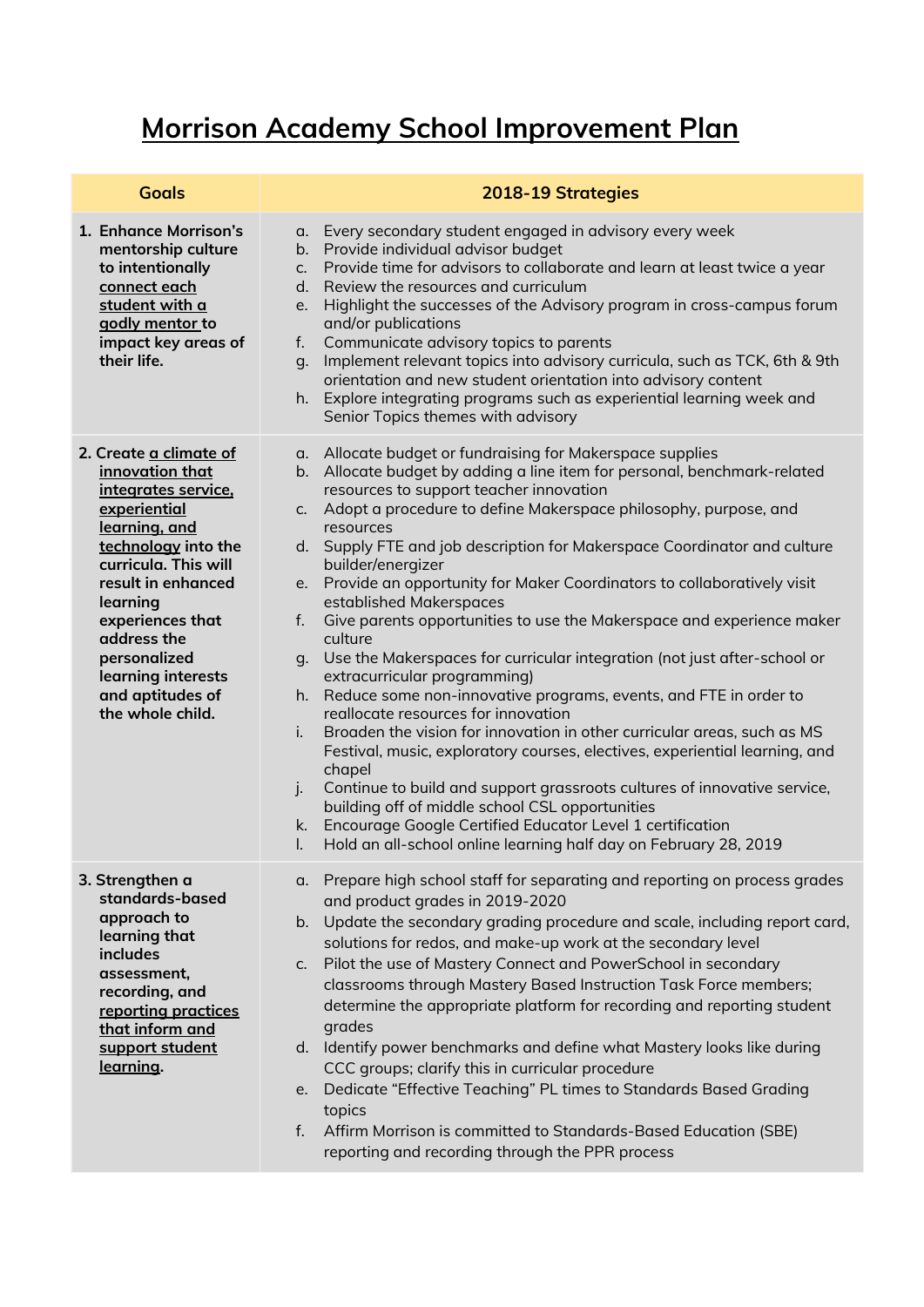# Morrison Academy School Improvement Plan

| Goals | 2018-19 Strategies |
|---|---|
| **1. Enhance Morrison's mentorship culture to intentionally <u>connect each student with a godly mentor</u> to impact key areas of their life.** | a. Every secondary student engaged in advisory every week<br>b. Provide individual advisor budget<br>c. Provide time for advisors to collaborate and learn at least twice a year<br>d. Review the resources and curriculum<br>e. Highlight the successes of the Advisory program in cross-campus forum and/or publications<br>f. Communicate advisory topics to parents<br>g. Implement relevant topics into advisory curricula, such as TCK, 6th & 9th orientation and new student orientation into advisory content<br>h. Explore integrating programs such as experiential learning week and Senior Topics themes with advisory |
| **2. Create <u>a climate of innovation that integrates service, experiential learning, and technology</u> into the curricula. This will result in enhanced learning experiences that address the personalized learning interests and aptitudes of the whole child.** | a. Allocate budget or fundraising for Makerspace supplies<br>b. Allocate budget by adding a line item for personal, benchmark-related resources to support teacher innovation<br>c. Adopt a procedure to define Makerspace philosophy, purpose, and resources<br>d. Supply FTE and job description for Makerspace Coordinator and culture builder/energizer<br>e. Provide an opportunity for Maker Coordinators to collaboratively visit established Makerspaces<br>f. Give parents opportunities to use the Makerspace and experience maker culture<br>g. Use the Makerspaces for curricular integration (not just after-school or extracurricular programming)<br>h. Reduce some non-innovative programs, events, and FTE in order to reallocate resources for innovation<br>i. Broaden the vision for innovation in other curricular areas, such as MS Festival, music, exploratory courses, electives, experiential learning, and chapel<br>j. Continue to build and support grassroots cultures of innovative service, building off of middle school CSL opportunities<br>k. Encourage Google Certified Educator Level 1 certification<br>l. Hold an all-school online learning half day on February 28, 2019 |
| **3. Strengthen a standards-based approach to learning that includes assessment, recording, and <u>reporting practices that inform and support student learning</u>.** | a. Prepare high school staff for separating and reporting on process grades and product grades in 2019-2020<br>b. Update the secondary grading procedure and scale, including report card, solutions for redos, and make-up work at the secondary level<br>c. Pilot the use of Mastery Connect and PowerSchool in secondary classrooms through Mastery Based Instruction Task Force members; determine the appropriate platform for recording and reporting student grades<br>d. Identify power benchmarks and define what Mastery looks like during CCC groups; clarify this in curricular procedure<br>e. Dedicate "Effective Teaching" PL times to Standards Based Grading topics<br>f. Affirm Morrison is committed to Standards-Based Education (SBE) reporting and recording through the PPR process |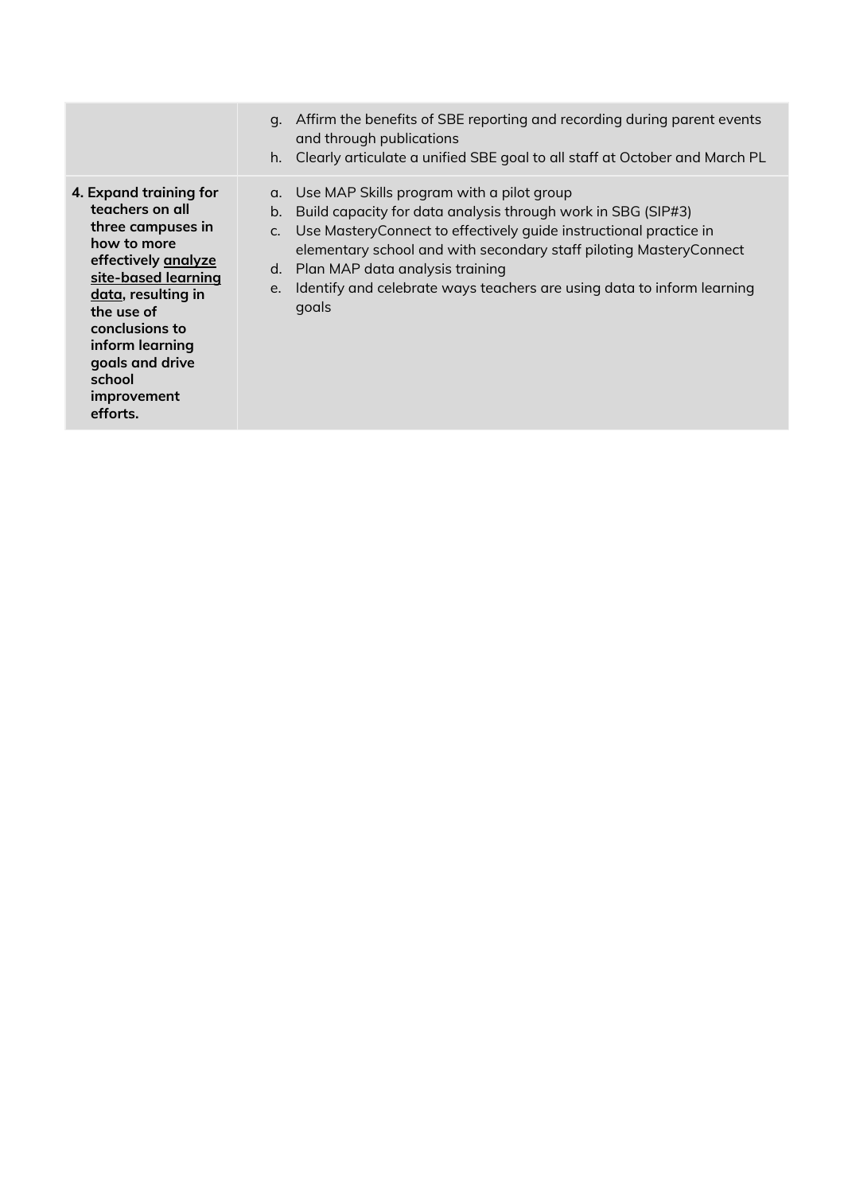| | |
|---|---|
| | g. Affirm the benefits of SBE reporting and recording during parent events and through publications<br>h. Clearly articulate a unified SBE goal to all staff at October and March PL |
| **4. Expand training for teachers on all three campuses in how to more effectively <u>analyze site-based learning data</u>, resulting in the use of conclusions to inform learning goals and drive school improvement efforts.** | a. Use MAP Skills program with a pilot group<br>b. Build capacity for data analysis through work in SBG (SIP#3)<br>c. Use MasteryConnect to effectively guide instructional practice in elementary school and with secondary staff piloting MasteryConnect<br>d. Plan MAP data analysis training<br>e. Identify and celebrate ways teachers are using data to inform learning goals |